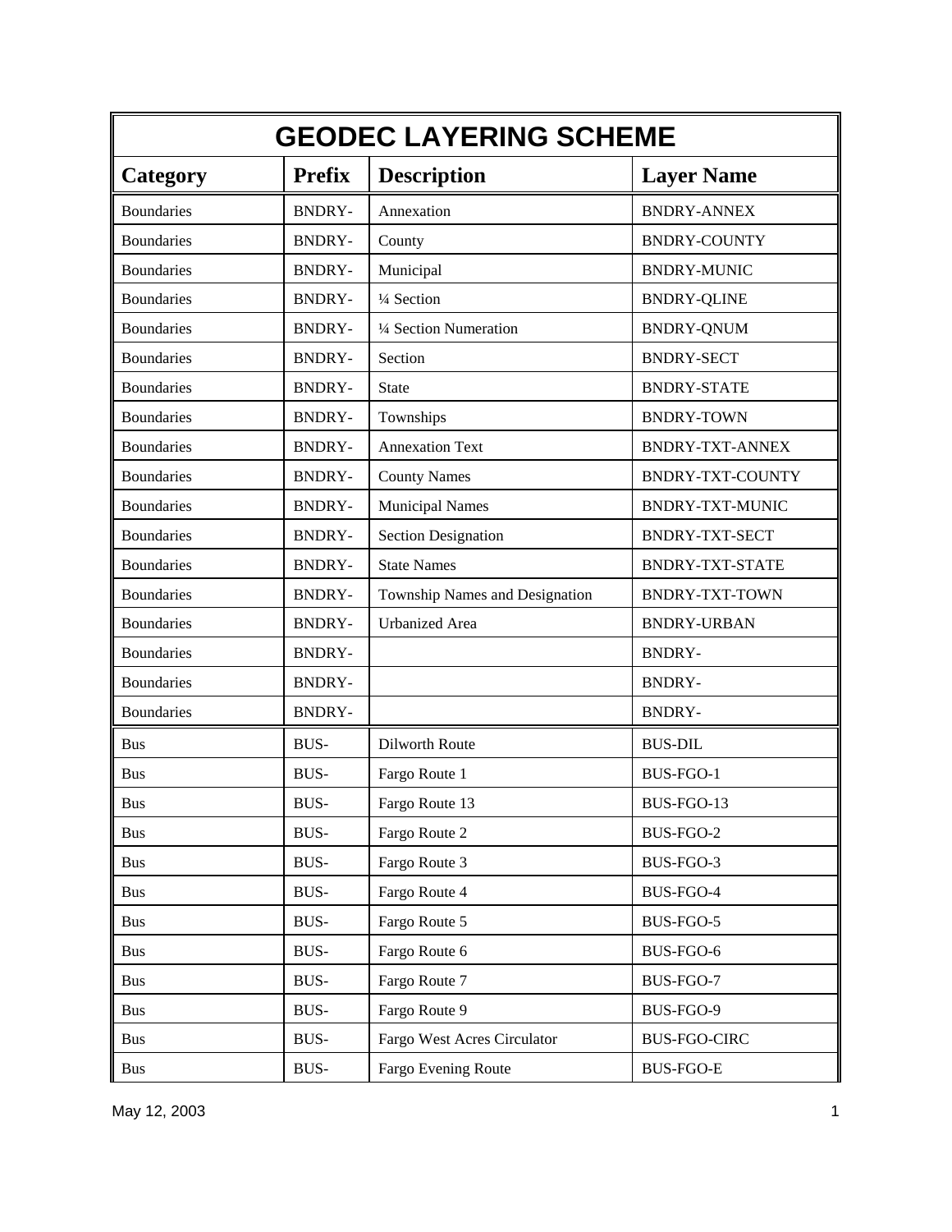| GEODEC LAYERING SCHEME | | | |
|---|---|---|---|
| **Category** | **Prefix** | **Description** | **Layer Name** |
| Boundaries | BNDRY- | Annexation | BNDRY-ANNEX |
| Boundaries | BNDRY- | County | BNDRY-COUNTY |
| Boundaries | BNDRY- | Municipal | BNDRY-MUNIC |
| Boundaries | BNDRY- | ¼ Section | BNDRY-QLINE |
| Boundaries | BNDRY- | ¼ Section Numeration | BNDRY-QNUM |
| Boundaries | BNDRY- | Section | BNDRY-SECT |
| Boundaries | BNDRY- | State | BNDRY-STATE |
| Boundaries | BNDRY- | Townships | BNDRY-TOWN |
| Boundaries | BNDRY- | Annexation Text | BNDRY-TXT-ANNEX |
| Boundaries | BNDRY- | County Names | BNDRY-TXT-COUNTY |
| Boundaries | BNDRY- | Municipal Names | BNDRY-TXT-MUNIC |
| Boundaries | BNDRY- | Section Designation | BNDRY-TXT-SECT |
| Boundaries | BNDRY- | State Names | BNDRY-TXT-STATE |
| Boundaries | BNDRY- | Township Names and Designation | BNDRY-TXT-TOWN |
| Boundaries | BNDRY- | Urbanized Area | BNDRY-URBAN |
| Boundaries | BNDRY- | | BNDRY- |
| Boundaries | BNDRY- | | BNDRY- |
| Boundaries | BNDRY- | | BNDRY- |
| Bus | BUS- | Dilworth Route | BUS-DIL |
| Bus | BUS- | Fargo Route 1 | BUS-FGO-1 |
| Bus | BUS- | Fargo Route 13 | BUS-FGO-13 |
| Bus | BUS- | Fargo Route 2 | BUS-FGO-2 |
| Bus | BUS- | Fargo Route 3 | BUS-FGO-3 |
| Bus | BUS- | Fargo Route 4 | BUS-FGO-4 |
| Bus | BUS- | Fargo Route 5 | BUS-FGO-5 |
| Bus | BUS- | Fargo Route 6 | BUS-FGO-6 |
| Bus | BUS- | Fargo Route 7 | BUS-FGO-7 |
| Bus | BUS- | Fargo Route 9 | BUS-FGO-9 |
| Bus | BUS- | Fargo West Acres Circulator | BUS-FGO-CIRC |
| Bus | BUS- | Fargo Evening Route | BUS-FGO-E |

May 12, 2003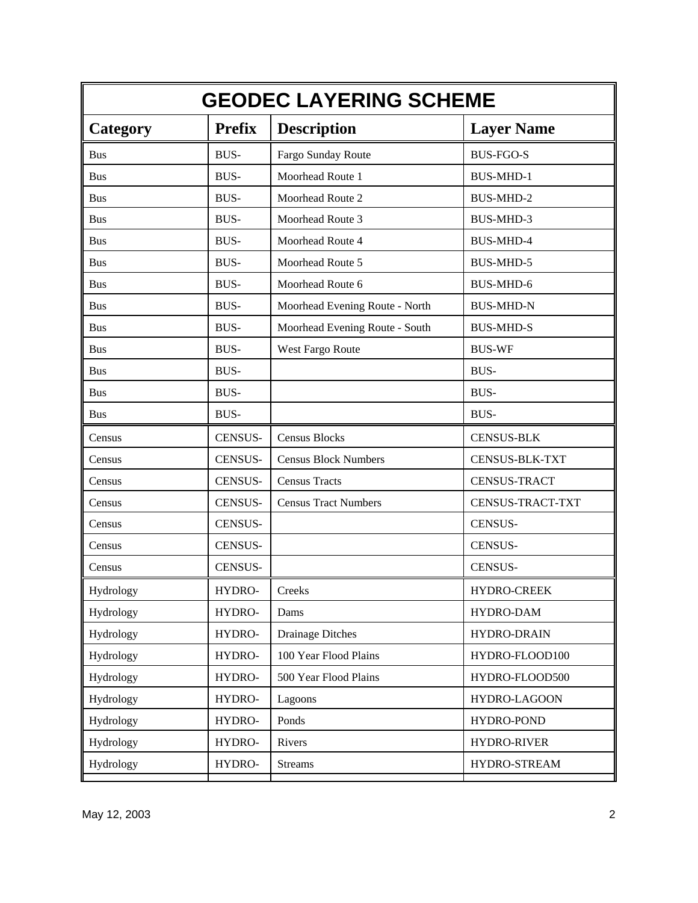# GEODEC LAYERING SCHEME

| Category | Prefix | Description | Layer Name |
|---|---|---|---|
| Bus | BUS- | Fargo Sunday Route | BUS-FGO-S |
| Bus | BUS- | Moorhead Route 1 | BUS-MHD-1 |
| Bus | BUS- | Moorhead Route 2 | BUS-MHD-2 |
| Bus | BUS- | Moorhead Route 3 | BUS-MHD-3 |
| Bus | BUS- | Moorhead Route 4 | BUS-MHD-4 |
| Bus | BUS- | Moorhead Route 5 | BUS-MHD-5 |
| Bus | BUS- | Moorhead Route 6 | BUS-MHD-6 |
| Bus | BUS- | Moorhead Evening Route - North | BUS-MHD-N |
| Bus | BUS- | Moorhead Evening Route - South | BUS-MHD-S |
| Bus | BUS- | West Fargo Route | BUS-WF |
| Bus | BUS- | | BUS- |
| Bus | BUS- | | BUS- |
| Bus | BUS- | | BUS- |
| Census | CENSUS- | Census Blocks | CENSUS-BLK |
| Census | CENSUS- | Census Block Numbers | CENSUS-BLK-TXT |
| Census | CENSUS- | Census Tracts | CENSUS-TRACT |
| Census | CENSUS- | Census Tract Numbers | CENSUS-TRACT-TXT |
| Census | CENSUS- | | CENSUS- |
| Census | CENSUS- | | CENSUS- |
| Census | CENSUS- | | CENSUS- |
| Hydrology | HYDRO- | Creeks | HYDRO-CREEK |
| Hydrology | HYDRO- | Dams | HYDRO-DAM |
| Hydrology | HYDRO- | Drainage Ditches | HYDRO-DRAIN |
| Hydrology | HYDRO- | 100 Year Flood Plains | HYDRO-FLOOD100 |
| Hydrology | HYDRO- | 500 Year Flood Plains | HYDRO-FLOOD500 |
| Hydrology | HYDRO- | Lagoons | HYDRO-LAGOON |
| Hydrology | HYDRO- | Ponds | HYDRO-POND |
| Hydrology | HYDRO- | Rivers | HYDRO-RIVER |
| Hydrology | HYDRO- | Streams | HYDRO-STREAM |

May 12, 2003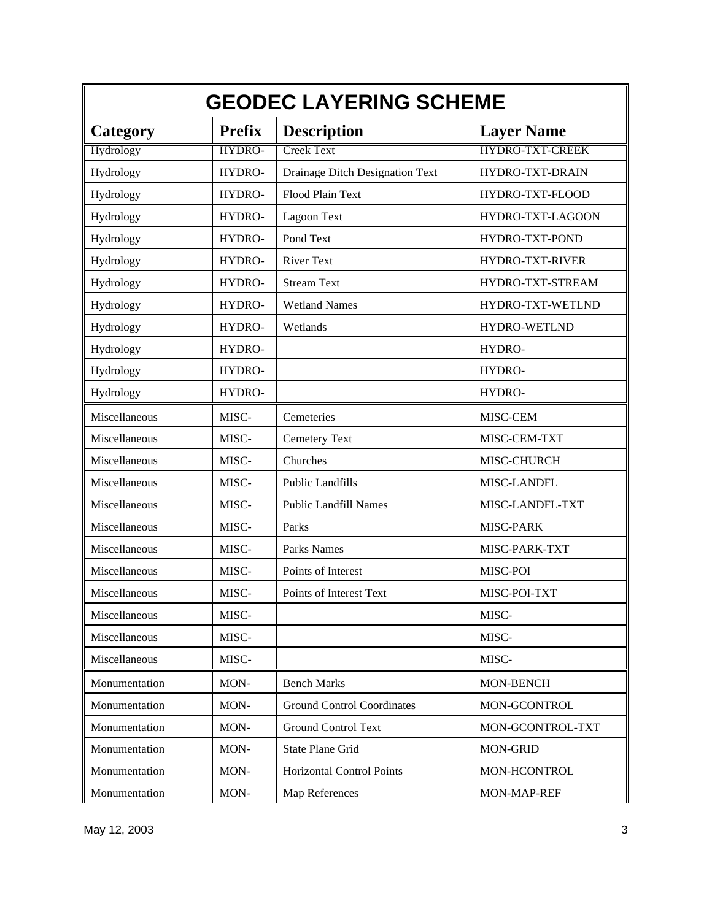| GEODEC LAYERING SCHEME | | | |
|---|---|---|---|
| **Category** | **Prefix** | **Description** | **Layer Name** |
| Hydrology | HYDRO- | Creek Text | HYDRO-TXT-CREEK |
| Hydrology | HYDRO- | Drainage Ditch Designation Text | HYDRO-TXT-DRAIN |
| Hydrology | HYDRO- | Flood Plain Text | HYDRO-TXT-FLOOD |
| Hydrology | HYDRO- | Lagoon Text | HYDRO-TXT-LAGOON |
| Hydrology | HYDRO- | Pond Text | HYDRO-TXT-POND |
| Hydrology | HYDRO- | River Text | HYDRO-TXT-RIVER |
| Hydrology | HYDRO- | Stream Text | HYDRO-TXT-STREAM |
| Hydrology | HYDRO- | Wetland Names | HYDRO-TXT-WETLND |
| Hydrology | HYDRO- | Wetlands | HYDRO-WETLND |
| Hydrology | HYDRO- | | HYDRO- |
| Hydrology | HYDRO- | | HYDRO- |
| Hydrology | HYDRO- | | HYDRO- |
| Miscellaneous | MISC- | Cemeteries | MISC-CEM |
| Miscellaneous | MISC- | Cemetery Text | MISC-CEM-TXT |
| Miscellaneous | MISC- | Churches | MISC-CHURCH |
| Miscellaneous | MISC- | Public Landfills | MISC-LANDFL |
| Miscellaneous | MISC- | Public Landfill Names | MISC-LANDFL-TXT |
| Miscellaneous | MISC- | Parks | MISC-PARK |
| Miscellaneous | MISC- | Parks Names | MISC-PARK-TXT |
| Miscellaneous | MISC- | Points of Interest | MISC-POI |
| Miscellaneous | MISC- | Points of Interest Text | MISC-POI-TXT |
| Miscellaneous | MISC- | | MISC- |
| Miscellaneous | MISC- | | MISC- |
| Miscellaneous | MISC- | | MISC- |
| Monumentation | MON- | Bench Marks | MON-BENCH |
| Monumentation | MON- | Ground Control Coordinates | MON-GCONTROL |
| Monumentation | MON- | Ground Control Text | MON-GCONTROL-TXT |
| Monumentation | MON- | State Plane Grid | MON-GRID |
| Monumentation | MON- | Horizontal Control Points | MON-HCONTROL |
| Monumentation | MON- | Map References | MON-MAP-REF |

May 12, 2003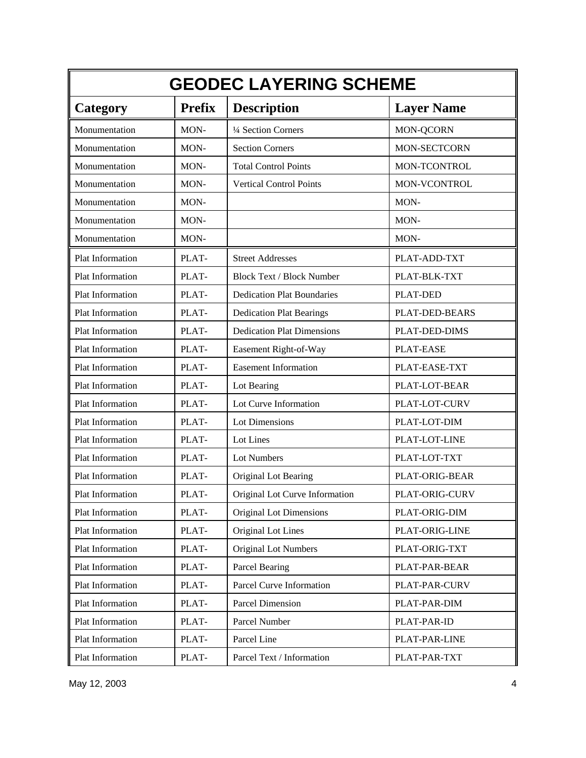| GEODEC LAYERING SCHEME | | | |
|---|---|---|---|
| **Category** | **Prefix** | **Description** | **Layer Name** |
| Monumentation | MON- | ¼ Section Corners | MON-QCORN |
| Monumentation | MON- | Section Corners | MON-SECTCORN |
| Monumentation | MON- | Total Control Points | MON-TCONTROL |
| Monumentation | MON- | Vertical Control Points | MON-VCONTROL |
| Monumentation | MON- | | MON- |
| Monumentation | MON- | | MON- |
| Monumentation | MON- | | MON- |
| Plat Information | PLAT- | Street Addresses | PLAT-ADD-TXT |
| Plat Information | PLAT- | Block Text / Block Number | PLAT-BLK-TXT |
| Plat Information | PLAT- | Dedication Plat Boundaries | PLAT-DED |
| Plat Information | PLAT- | Dedication Plat Bearings | PLAT-DED-BEARS |
| Plat Information | PLAT- | Dedication Plat Dimensions | PLAT-DED-DIMS |
| Plat Information | PLAT- | Easement Right-of-Way | PLAT-EASE |
| Plat Information | PLAT- | Easement Information | PLAT-EASE-TXT |
| Plat Information | PLAT- | Lot Bearing | PLAT-LOT-BEAR |
| Plat Information | PLAT- | Lot Curve Information | PLAT-LOT-CURV |
| Plat Information | PLAT- | Lot Dimensions | PLAT-LOT-DIM |
| Plat Information | PLAT- | Lot Lines | PLAT-LOT-LINE |
| Plat Information | PLAT- | Lot Numbers | PLAT-LOT-TXT |
| Plat Information | PLAT- | Original Lot Bearing | PLAT-ORIG-BEAR |
| Plat Information | PLAT- | Original Lot Curve Information | PLAT-ORIG-CURV |
| Plat Information | PLAT- | Original Lot Dimensions | PLAT-ORIG-DIM |
| Plat Information | PLAT- | Original Lot Lines | PLAT-ORIG-LINE |
| Plat Information | PLAT- | Original Lot Numbers | PLAT-ORIG-TXT |
| Plat Information | PLAT- | Parcel Bearing | PLAT-PAR-BEAR |
| Plat Information | PLAT- | Parcel Curve Information | PLAT-PAR-CURV |
| Plat Information | PLAT- | Parcel Dimension | PLAT-PAR-DIM |
| Plat Information | PLAT- | Parcel Number | PLAT-PAR-ID |
| Plat Information | PLAT- | Parcel Line | PLAT-PAR-LINE |
| Plat Information | PLAT- | Parcel Text / Information | PLAT-PAR-TXT |

May 12, 2003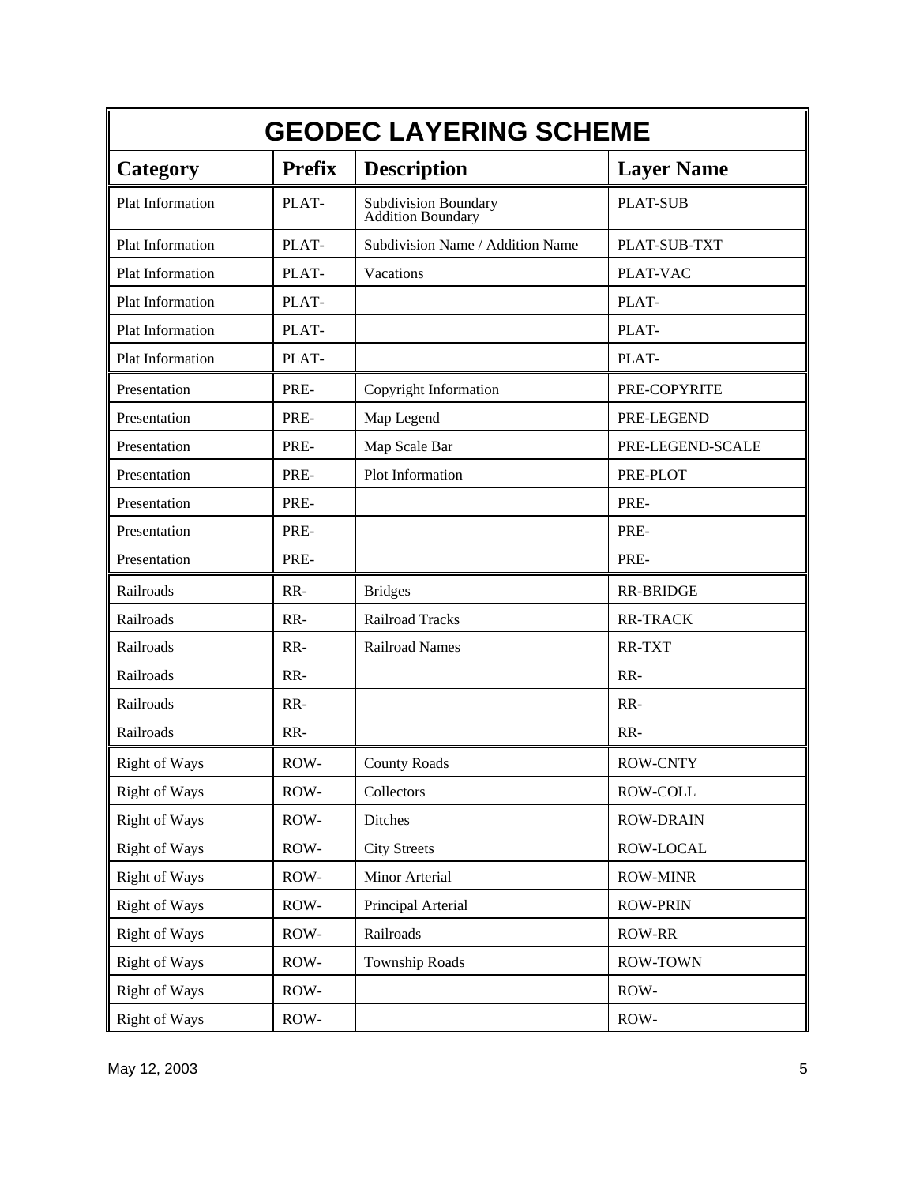| GEODEC LAYERING SCHEME | | | |
|---|---|---|---|
| **Category** | **Prefix** | **Description** | **Layer Name** |
| Plat Information | PLAT- | Subdivision Boundary Addition Boundary | PLAT-SUB |
| Plat Information | PLAT- | Subdivision Name / Addition Name | PLAT-SUB-TXT |
| Plat Information | PLAT- | Vacations | PLAT-VAC |
| Plat Information | PLAT- | | PLAT- |
| Plat Information | PLAT- | | PLAT- |
| Plat Information | PLAT- | | PLAT- |
| Presentation | PRE- | Copyright Information | PRE-COPYRITE |
| Presentation | PRE- | Map Legend | PRE-LEGEND |
| Presentation | PRE- | Map Scale Bar | PRE-LEGEND-SCALE |
| Presentation | PRE- | Plot Information | PRE-PLOT |
| Presentation | PRE- | | PRE- |
| Presentation | PRE- | | PRE- |
| Presentation | PRE- | | PRE- |
| Railroads | RR- | Bridges | RR-BRIDGE |
| Railroads | RR- | Railroad Tracks | RR-TRACK |
| Railroads | RR- | Railroad Names | RR-TXT |
| Railroads | RR- | | RR- |
| Railroads | RR- | | RR- |
| Railroads | RR- | | RR- |
| Right of Ways | ROW- | County Roads | ROW-CNTY |
| Right of Ways | ROW- | Collectors | ROW-COLL |
| Right of Ways | ROW- | Ditches | ROW-DRAIN |
| Right of Ways | ROW- | City Streets | ROW-LOCAL |
| Right of Ways | ROW- | Minor Arterial | ROW-MINR |
| Right of Ways | ROW- | Principal Arterial | ROW-PRIN |
| Right of Ways | ROW- | Railroads | ROW-RR |
| Right of Ways | ROW- | Township Roads | ROW-TOWN |
| Right of Ways | ROW- | | ROW- |
| Right of Ways | ROW- | | ROW- |

May 12, 2003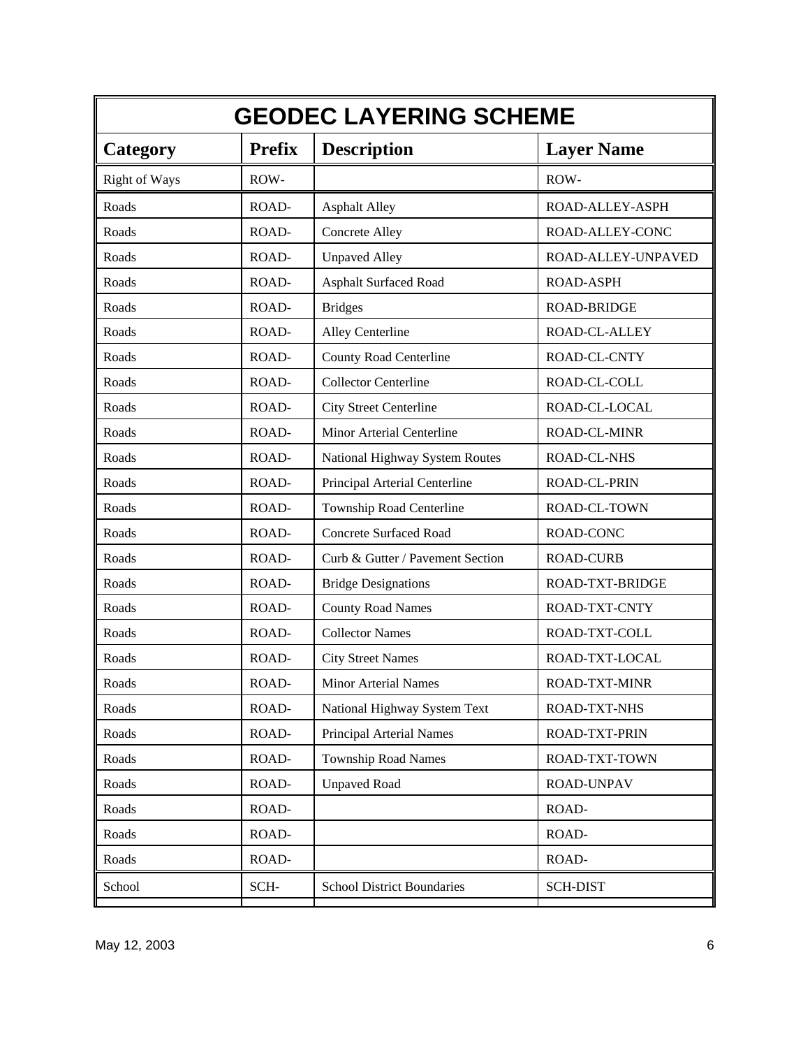| GEODEC LAYERING SCHEME | | | |
|---|---|---|---|
| **Category** | **Prefix** | **Description** | **Layer Name** |
| Right of Ways | ROW- | | ROW- |
| Roads | ROAD- | Asphalt Alley | ROAD-ALLEY-ASPH |
| Roads | ROAD- | Concrete Alley | ROAD-ALLEY-CONC |
| Roads | ROAD- | Unpaved Alley | ROAD-ALLEY-UNPAVED |
| Roads | ROAD- | Asphalt Surfaced Road | ROAD-ASPH |
| Roads | ROAD- | Bridges | ROAD-BRIDGE |
| Roads | ROAD- | Alley Centerline | ROAD-CL-ALLEY |
| Roads | ROAD- | County Road Centerline | ROAD-CL-CNTY |
| Roads | ROAD- | Collector Centerline | ROAD-CL-COLL |
| Roads | ROAD- | City Street Centerline | ROAD-CL-LOCAL |
| Roads | ROAD- | Minor Arterial Centerline | ROAD-CL-MINR |
| Roads | ROAD- | National Highway System Routes | ROAD-CL-NHS |
| Roads | ROAD- | Principal Arterial Centerline | ROAD-CL-PRIN |
| Roads | ROAD- | Township Road Centerline | ROAD-CL-TOWN |
| Roads | ROAD- | Concrete Surfaced Road | ROAD-CONC |
| Roads | ROAD- | Curb & Gutter / Pavement Section | ROAD-CURB |
| Roads | ROAD- | Bridge Designations | ROAD-TXT-BRIDGE |
| Roads | ROAD- | County Road Names | ROAD-TXT-CNTY |
| Roads | ROAD- | Collector Names | ROAD-TXT-COLL |
| Roads | ROAD- | City Street Names | ROAD-TXT-LOCAL |
| Roads | ROAD- | Minor Arterial Names | ROAD-TXT-MINR |
| Roads | ROAD- | National Highway System Text | ROAD-TXT-NHS |
| Roads | ROAD- | Principal Arterial Names | ROAD-TXT-PRIN |
| Roads | ROAD- | Township Road Names | ROAD-TXT-TOWN |
| Roads | ROAD- | Unpaved Road | ROAD-UNPAV |
| Roads | ROAD- | | ROAD- |
| Roads | ROAD- | | ROAD- |
| Roads | ROAD- | | ROAD- |
| School | SCH- | School District Boundaries | SCH-DIST |
| | | | |

May 12, 2003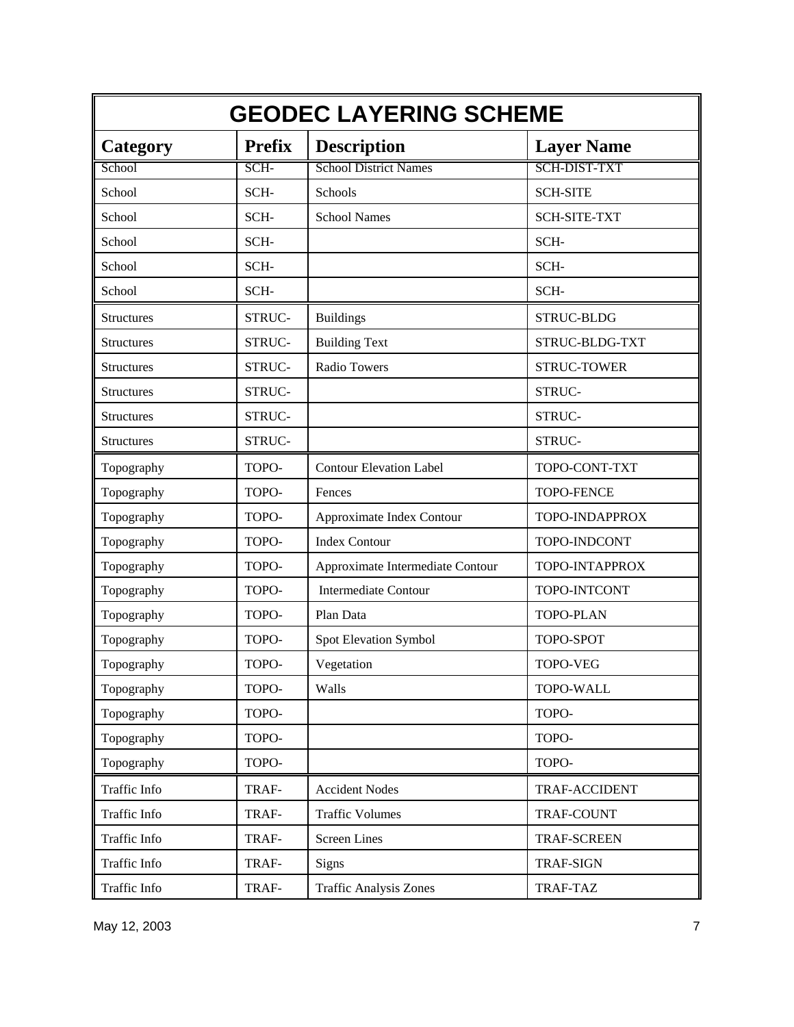| GEODEC LAYERING SCHEME | | | |
|---|---|---|---|
| **Category** | **Prefix** | **Description** | **Layer Name** |
| School | SCH- | School District Names | SCH-DIST-TXT |
| School | SCH- | Schools | SCH-SITE |
| School | SCH- | School Names | SCH-SITE-TXT |
| School | SCH- | | SCH- |
| School | SCH- | | SCH- |
| School | SCH- | | SCH- |
| Structures | STRUC- | Buildings | STRUC-BLDG |
| Structures | STRUC- | Building Text | STRUC-BLDG-TXT |
| Structures | STRUC- | Radio Towers | STRUC-TOWER |
| Structures | STRUC- | | STRUC- |
| Structures | STRUC- | | STRUC- |
| Structures | STRUC- | | STRUC- |
| Topography | TOPO- | Contour Elevation Label | TOPO-CONT-TXT |
| Topography | TOPO- | Fences | TOPO-FENCE |
| Topography | TOPO- | Approximate Index Contour | TOPO-INDAPPROX |
| Topography | TOPO- | Index Contour | TOPO-INDCONT |
| Topography | TOPO- | Approximate Intermediate Contour | TOPO-INTAPPROX |
| Topography | TOPO- | Intermediate Contour | TOPO-INTCONT |
| Topography | TOPO- | Plan Data | TOPO-PLAN |
| Topography | TOPO- | Spot Elevation Symbol | TOPO-SPOT |
| Topography | TOPO- | Vegetation | TOPO-VEG |
| Topography | TOPO- | Walls | TOPO-WALL |
| Topography | TOPO- | | TOPO- |
| Topography | TOPO- | | TOPO- |
| Topography | TOPO- | | TOPO- |
| Traffic Info | TRAF- | Accident Nodes | TRAF-ACCIDENT |
| Traffic Info | TRAF- | Traffic Volumes | TRAF-COUNT |
| Traffic Info | TRAF- | Screen Lines | TRAF-SCREEN |
| Traffic Info | TRAF- | Signs | TRAF-SIGN |
| Traffic Info | TRAF- | Traffic Analysis Zones | TRAF-TAZ |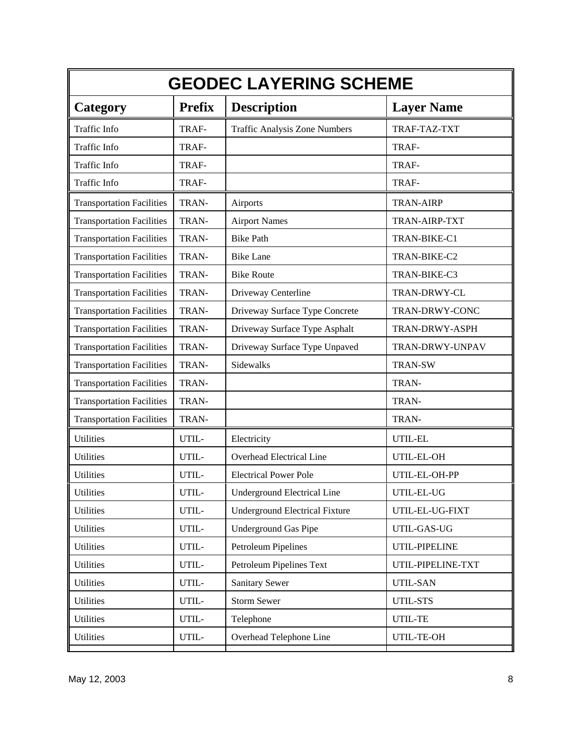| GEODEC LAYERING SCHEME | | | |
|---|---|---|---|
| **Category** | **Prefix** | **Description** | **Layer Name** |
| Traffic Info | TRAF- | Traffic Analysis Zone Numbers | TRAF-TAZ-TXT |
| Traffic Info | TRAF- | | TRAF- |
| Traffic Info | TRAF- | | TRAF- |
| Traffic Info | TRAF- | | TRAF- |
| Transportation Facilities | TRAN- | Airports | TRAN-AIRP |
| Transportation Facilities | TRAN- | Airport Names | TRAN-AIRP-TXT |
| Transportation Facilities | TRAN- | Bike Path | TRAN-BIKE-C1 |
| Transportation Facilities | TRAN- | Bike Lane | TRAN-BIKE-C2 |
| Transportation Facilities | TRAN- | Bike Route | TRAN-BIKE-C3 |
| Transportation Facilities | TRAN- | Driveway Centerline | TRAN-DRWY-CL |
| Transportation Facilities | TRAN- | Driveway Surface Type Concrete | TRAN-DRWY-CONC |
| Transportation Facilities | TRAN- | Driveway Surface Type Asphalt | TRAN-DRWY-ASPH |
| Transportation Facilities | TRAN- | Driveway Surface Type Unpaved | TRAN-DRWY-UNPAV |
| Transportation Facilities | TRAN- | Sidewalks | TRAN-SW |
| Transportation Facilities | TRAN- | | TRAN- |
| Transportation Facilities | TRAN- | | TRAN- |
| Transportation Facilities | TRAN- | | TRAN- |
| Utilities | UTIL- | Electricity | UTIL-EL |
| Utilities | UTIL- | Overhead Electrical Line | UTIL-EL-OH |
| Utilities | UTIL- | Electrical Power Pole | UTIL-EL-OH-PP |
| Utilities | UTIL- | Underground Electrical Line | UTIL-EL-UG |
| Utilities | UTIL- | Underground Electrical Fixture | UTIL-EL-UG-FIXT |
| Utilities | UTIL- | Underground Gas Pipe | UTIL-GAS-UG |
| Utilities | UTIL- | Petroleum Pipelines | UTIL-PIPELINE |
| Utilities | UTIL- | Petroleum Pipelines Text | UTIL-PIPELINE-TXT |
| Utilities | UTIL- | Sanitary Sewer | UTIL-SAN |
| Utilities | UTIL- | Storm Sewer | UTIL-STS |
| Utilities | UTIL- | Telephone | UTIL-TE |
| Utilities | UTIL- | Overhead Telephone Line | UTIL-TE-OH |
| | | | |

May 12, 2003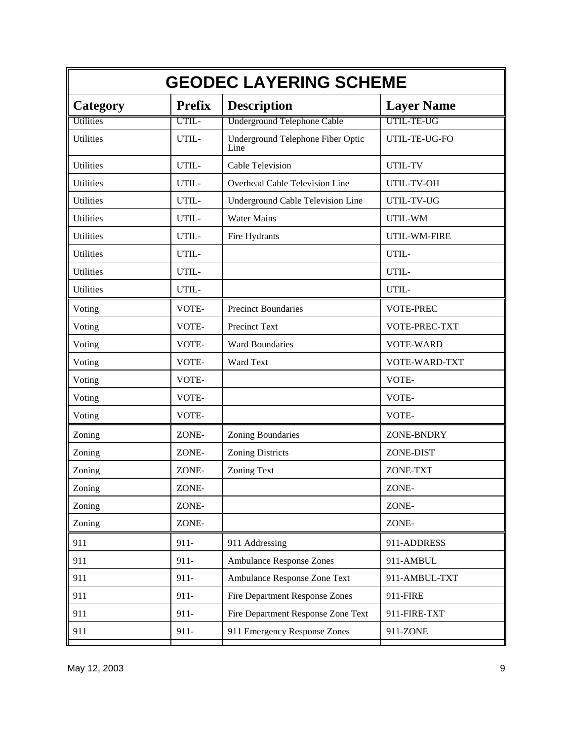| GEODEC LAYERING SCHEME | | | |
|---|---|---|---|
| **Category** | **Prefix** | **Description** | **Layer Name** |
| Utilities | UTIL- | Underground Telephone Cable | UTIL-TE-UG |
| Utilities | UTIL- | Underground Telephone Fiber Optic Line | UTIL-TE-UG-FO |
| Utilities | UTIL- | Cable Television | UTIL-TV |
| Utilities | UTIL- | Overhead Cable Television Line | UTIL-TV-OH |
| Utilities | UTIL- | Underground Cable Television Line | UTIL-TV-UG |
| Utilities | UTIL- | Water Mains | UTIL-WM |
| Utilities | UTIL- | Fire Hydrants | UTIL-WM-FIRE |
| Utilities | UTIL- | | UTIL- |
| Utilities | UTIL- | | UTIL- |
| Utilities | UTIL- | | UTIL- |
| Voting | VOTE- | Precinct Boundaries | VOTE-PREC |
| Voting | VOTE- | Precinct Text | VOTE-PREC-TXT |
| Voting | VOTE- | Ward Boundaries | VOTE-WARD |
| Voting | VOTE- | Ward Text | VOTE-WARD-TXT |
| Voting | VOTE- | | VOTE- |
| Voting | VOTE- | | VOTE- |
| Voting | VOTE- | | VOTE- |
| Zoning | ZONE- | Zoning Boundaries | ZONE-BNDRY |
| Zoning | ZONE- | Zoning Districts | ZONE-DIST |
| Zoning | ZONE- | Zoning Text | ZONE-TXT |
| Zoning | ZONE- | | ZONE- |
| Zoning | ZONE- | | ZONE- |
| Zoning | ZONE- | | ZONE- |
| 911 | 911- | 911 Addressing | 911-ADDRESS |
| 911 | 911- | Ambulance Response Zones | 911-AMBUL |
| 911 | 911- | Ambulance Response Zone Text | 911-AMBUL-TXT |
| 911 | 911- | Fire Department Response Zones | 911-FIRE |
| 911 | 911- | Fire Department Response Zone Text | 911-FIRE-TXT |
| 911 | 911- | 911 Emergency Response Zones | 911-ZONE |
| | | | |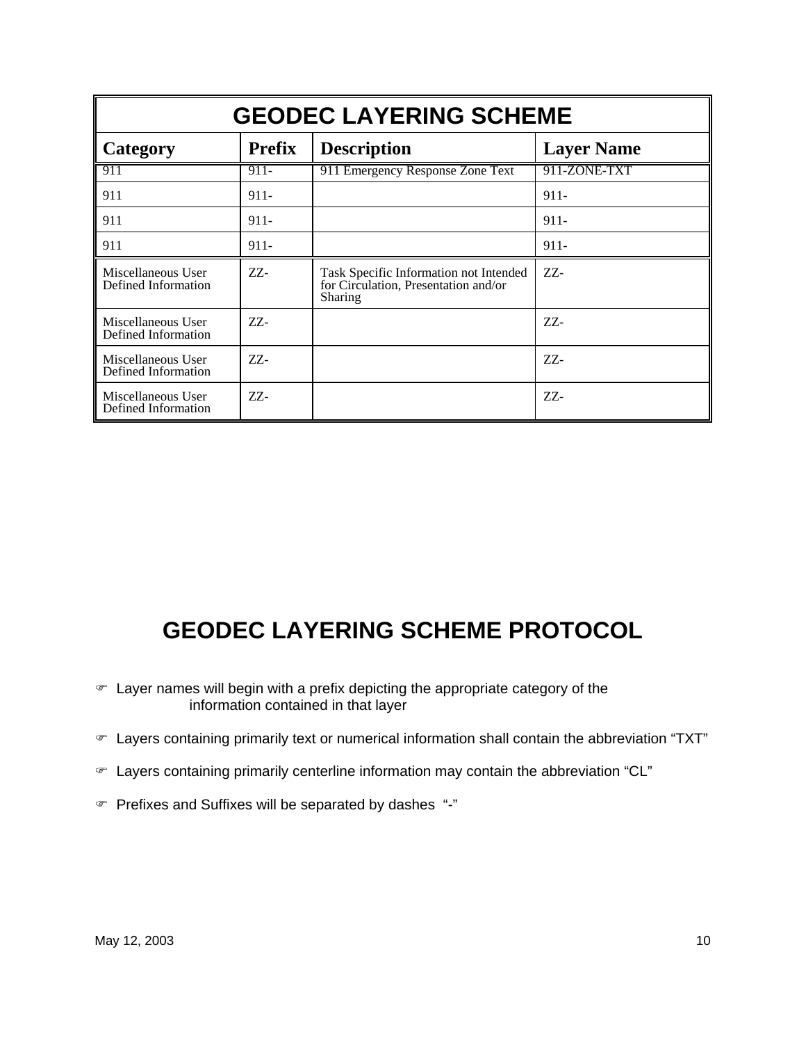| GEODEC LAYERING SCHEME | | | |
|---|---|---|---|
| **Category** | **Prefix** | **Description** | **Layer Name** |
| 911 | 911- | 911 Emergency Response Zone Text | 911-ZONE-TXT |
| 911 | 911- | | 911- |
| 911 | 911- | | 911- |
| 911 | 911- | | 911- |
| Miscellaneous User Defined Information | ZZ- | Task Specific Information not Intended for Circulation, Presentation and/or Sharing | ZZ- |
| Miscellaneous User Defined Information | ZZ- | | ZZ- |
| Miscellaneous User Defined Information | ZZ- | | ZZ- |
| Miscellaneous User Defined Information | ZZ- | | ZZ- |

# GEODEC LAYERING SCHEME PROTOCOL

- Layer names will begin with a prefix depicting the appropriate category of the information contained in that layer
- Layers containing primarily text or numerical information shall contain the abbreviation “TXT”
- Layers containing primarily centerline information may contain the abbreviation “CL”
- Prefixes and Suffixes will be separated by dashes “-”

May 12, 2003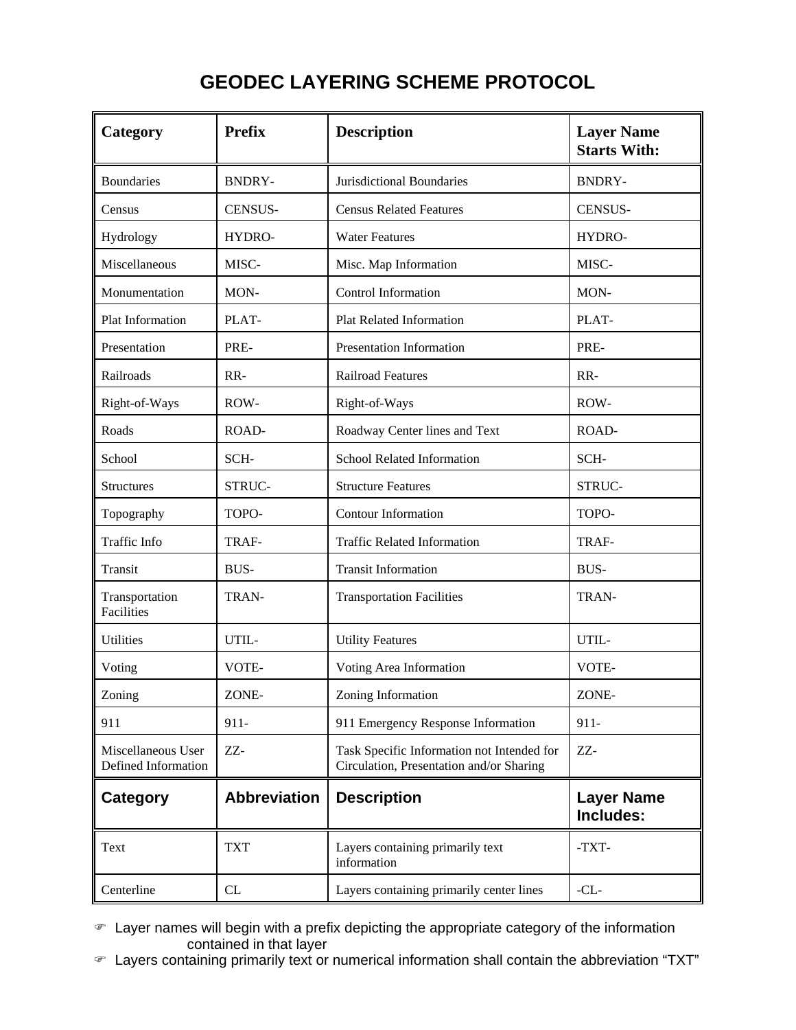# GEODEC LAYERING SCHEME PROTOCOL

| Category | Prefix | Description | Layer Name Starts With: |
|---|---|---|---|
| Boundaries | BNDRY- | Jurisdictional Boundaries | BNDRY- |
| Census | CENSUS- | Census Related Features | CENSUS- |
| Hydrology | HYDRO- | Water Features | HYDRO- |
| Miscellaneous | MISC- | Misc. Map Information | MISC- |
| Monumentation | MON- | Control Information | MON- |
| Plat Information | PLAT- | Plat Related Information | PLAT- |
| Presentation | PRE- | Presentation Information | PRE- |
| Railroads | RR- | Railroad Features | RR- |
| Right-of-Ways | ROW- | Right-of-Ways | ROW- |
| Roads | ROAD- | Roadway Center lines and Text | ROAD- |
| School | SCH- | School Related Information | SCH- |
| Structures | STRUC- | Structure Features | STRUC- |
| Topography | TOPO- | Contour Information | TOPO- |
| Traffic Info | TRAF- | Traffic Related Information | TRAF- |
| Transit | BUS- | Transit Information | BUS- |
| Transportation Facilities | TRAN- | Transportation Facilities | TRAN- |
| Utilities | UTIL- | Utility Features | UTIL- |
| Voting | VOTE- | Voting Area Information | VOTE- |
| Zoning | ZONE- | Zoning Information | ZONE- |
| 911 | 911- | 911 Emergency Response Information | 911- |
| Miscellaneous User Defined Information | ZZ- | Task Specific Information not Intended for Circulation, Presentation and/or Sharing | ZZ- |
| **Category** | **Abbreviation** | **Description** | **Layer Name Includes:** |
| Text | TXT | Layers containing primarily text information | -TXT- |
| Centerline | CL | Layers containing primarily center lines | -CL- |

- Layer names will begin with a prefix depicting the appropriate category of the information contained in that layer
- Layers containing primarily text or numerical information shall contain the abbreviation "TXT"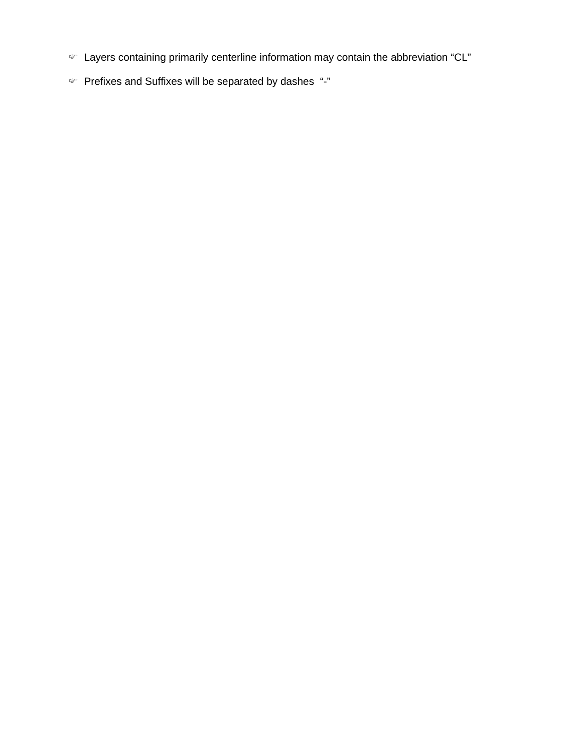- ☞ Layers containing primarily centerline information may contain the abbreviation “CL”
- ☞ Prefixes and Suffixes will be separated by dashes “-”